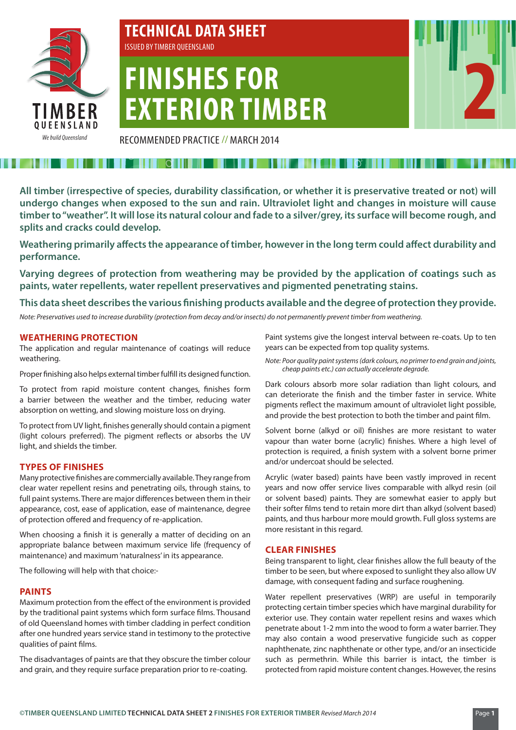TIMBER QUEENSLAND

*We build Queensland*

**TECHNICAL DATA SHEET**

ISSUED BY TIMBER QUEENSLAND

# FINISHES FOR EXTERIOR TIMBER

2

RECOMMENDED PRACTICE // MARCH 2014

**All timber (irrespective of species, durability classification, or whether it is preservative treated or not) will undergo changes when exposed to the sun and rain. Ultraviolet light and changes in moisture will cause timber to "weather". It will lose its natural colour and fade to a silver/grey, its surface will become rough, and splits and cracks could develop.**

**Weathering primarily affects the appearance of timber, however in the long term could affect durability and performance.**

**Varying degrees of protection from weathering may be provided by the application of coatings such as paints, water repellents, water repellent preservatives and pigmented penetrating stains.**

**This data sheet describes the various finishing products available and the degree of protection they provide.**

*Note: Preservatives used to increase durability (protection from decay and/or insects) do not permanently prevent timber from weathering.*

## WEATHERING PROTECTION

The application and regular maintenance of coatings will reduce weathering.

Proper finishing also helps external timber fulfill its designed function.

To protect from rapid moisture content changes, finishes form a barrier between the weather and the timber, reducing water absorption on wetting, and slowing moisture loss on drying.

To protect from UV light, finishes generally should contain a pigment (light colours preferred). The pigment reflects or absorbs the UV light, and shields the timber.

## TYPES OF FINISHES

Many protective finishes are commercially available. They range from clear water repellent resins and penetrating oils, through stains, to full paint systems. There are major differences between them in their appearance, cost, ease of application, ease of maintenance, degree of protection offered and frequency of re-application.

When choosing a finish it is generally a matter of deciding on an appropriate balance between maximum service life (frequency of maintenance) and maximum 'naturalness' in its appearance.

The following will help with that choice:-

## PAINTS

Maximum protection from the effect of the environment is provided by the traditional paint systems which form surface films. Thousand of old Queensland homes with timber cladding in perfect condition after one hundred years service stand in testimony to the protective qualities of paint films.

The disadvantages of paints are that they obscure the timber colour and grain, and they require surface preparation prior to re-coating.

Paint systems give the longest interval between re-coats. Up to ten years can be expected from top quality systems.

*Note: Poor quality paint systems (dark colours, no primer to end grain and joints, cheap paints etc.) can actually accelerate degrade.*

Dark colours absorb more solar radiation than light colours, and can deteriorate the finish and the timber faster in service. White pigments reflect the maximum amount of ultraviolet light possible, and provide the best protection to both the timber and paint film.

Solvent borne (alkyd or oil) finishes are more resistant to water vapour than water borne (acrylic) finishes. Where a high level of protection is required, a finish system with a solvent borne primer and/or undercoat should be selected.

Acrylic (water based) paints have been vastly improved in recent years and now offer service lives comparable with alkyd resin (oil or solvent based) paints. They are somewhat easier to apply but their softer films tend to retain more dirt than alkyd (solvent based) paints, and thus harbour more mould growth. Full gloss systems are more resistant in this regard.

## CLEAR FINISHES

Being transparent to light, clear finishes allow the full beauty of the timber to be seen, but where exposed to sunlight they also allow UV damage, with consequent fading and surface roughening.

Water repellent preservatives (WRP) are useful in temporarily protecting certain timber species which have marginal durability for exterior use. They contain water repellent resins and waxes which penetrate about 1-2 mm into the wood to form a water barrier. They may also contain a wood preservative fungicide such as copper naphthenate, zinc naphthenate or other type, and/or an insecticide such as permethrin. While this barrier is intact, the timber is protected from rapid moisture content changes. However, the resins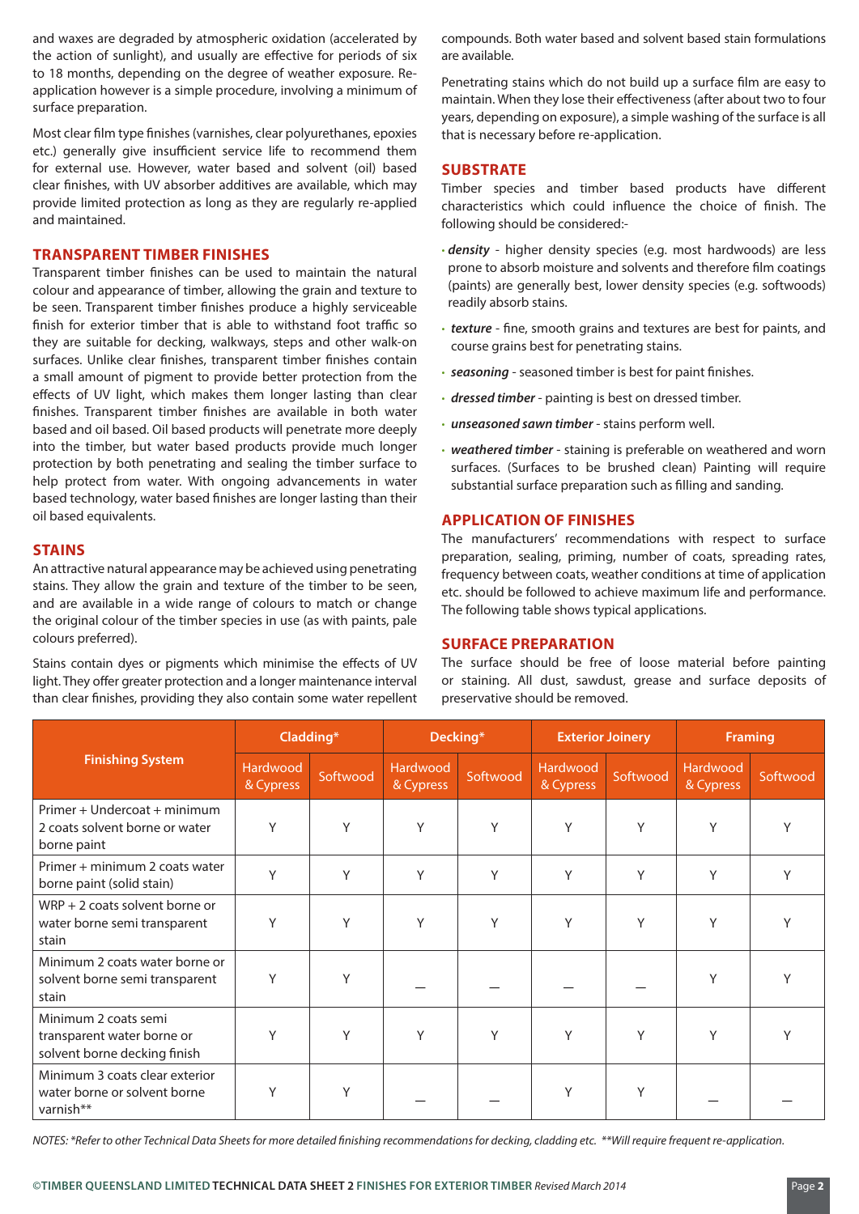and waxes are degraded by atmospheric oxidation (accelerated by the action of sunlight), and usually are effective for periods of six to 18 months, depending on the degree of weather exposure. Re-application however is a simple procedure, involving a minimum of surface preparation.

Most clear film type finishes (varnishes, clear polyurethanes, epoxies etc.) generally give insufficient service life to recommend them for external use. However, water based and solvent (oil) based clear finishes, with UV absorber additives are available, which may provide limited protection as long as they are regularly re-applied and maintained.

## TRANSPARENT TIMBER FINISHES

Transparent timber finishes can be used to maintain the natural colour and appearance of timber, allowing the grain and texture to be seen. Transparent timber finishes produce a highly serviceable finish for exterior timber that is able to withstand foot traffic so they are suitable for decking, walkways, steps and other walk-on surfaces. Unlike clear finishes, transparent timber finishes contain a small amount of pigment to provide better protection from the effects of UV light, which makes them longer lasting than clear finishes. Transparent timber finishes are available in both water based and oil based. Oil based products will penetrate more deeply into the timber, but water based products provide much longer protection by both penetrating and sealing the timber surface to help protect from water. With ongoing advancements in water based technology, water based finishes are longer lasting than their oil based equivalents.

## STAINS

An attractive natural appearance may be achieved using penetrating stains. They allow the grain and texture of the timber to be seen, and are available in a wide range of colours to match or change the original colour of the timber species in use (as with paints, pale colours preferred).

Stains contain dyes or pigments which minimise the effects of UV light. They offer greater protection and a longer maintenance interval than clear finishes, providing they also contain some water repellent compounds. Both water based and solvent based stain formulations are available.

Penetrating stains which do not build up a surface film are easy to maintain. When they lose their effectiveness (after about two to four years, depending on exposure), a simple washing of the surface is all that is necessary before re-application.

## SUBSTRATE

Timber species and timber based products have different characteristics which could influence the choice of finish. The following should be considered:-

- ***density*** - higher density species (e.g. most hardwoods) are less prone to absorb moisture and solvents and therefore film coatings (paints) are generally best, lower density species (e.g. softwoods) readily absorb stains.
- ***texture*** - fine, smooth grains and textures are best for paints, and course grains best for penetrating stains.
- ***seasoning*** - seasoned timber is best for paint finishes.
- ***dressed timber*** - painting is best on dressed timber.
- ***unseasoned sawn timber*** - stains perform well.
- ***weathered timber*** - staining is preferable on weathered and worn surfaces. (Surfaces to be brushed clean) Painting will require substantial surface preparation such as filling and sanding.

## APPLICATION OF FINISHES

The manufacturers' recommendations with respect to surface preparation, sealing, priming, number of coats, spreading rates, frequency between coats, weather conditions at time of application etc. should be followed to achieve maximum life and performance. The following table shows typical applications.

## SURFACE PREPARATION

The surface should be free of loose material before painting or staining. All dust, sawdust, grease and surface deposits of preservative should be removed.

| Finishing System | Cladding* | | Decking* | | Exterior Joinery | | Framing | |
|---|---|---|---|---|---|---|---|---|
| | Hardwood & Cypress | Softwood | Hardwood & Cypress | Softwood | Hardwood & Cypress | Softwood | Hardwood & Cypress | Softwood |
| Primer + Undercoat + minimum 2 coats solvent borne or water borne paint | Y | Y | Y | Y | Y | Y | Y | Y |
| Primer + minimum 2 coats water borne paint (solid stain) | Y | Y | Y | Y | Y | Y | Y | Y |
| WRP + 2 coats solvent borne or water borne semi transparent stain | Y | Y | Y | Y | Y | Y | Y | Y |
| Minimum 2 coats water borne or solvent borne semi transparent stain | Y | Y | – | – | – | – | Y | Y |
| Minimum 2 coats semi transparent water borne or solvent borne decking finish | Y | Y | Y | Y | Y | Y | Y | Y |
| Minimum 3 coats clear exterior water borne or solvent borne varnish** | Y | Y | – | – | Y | Y | – | – |

*NOTES: *Refer to other Technical Data Sheets for more detailed finishing recommendations for decking, cladding etc. **Will require frequent re-application.*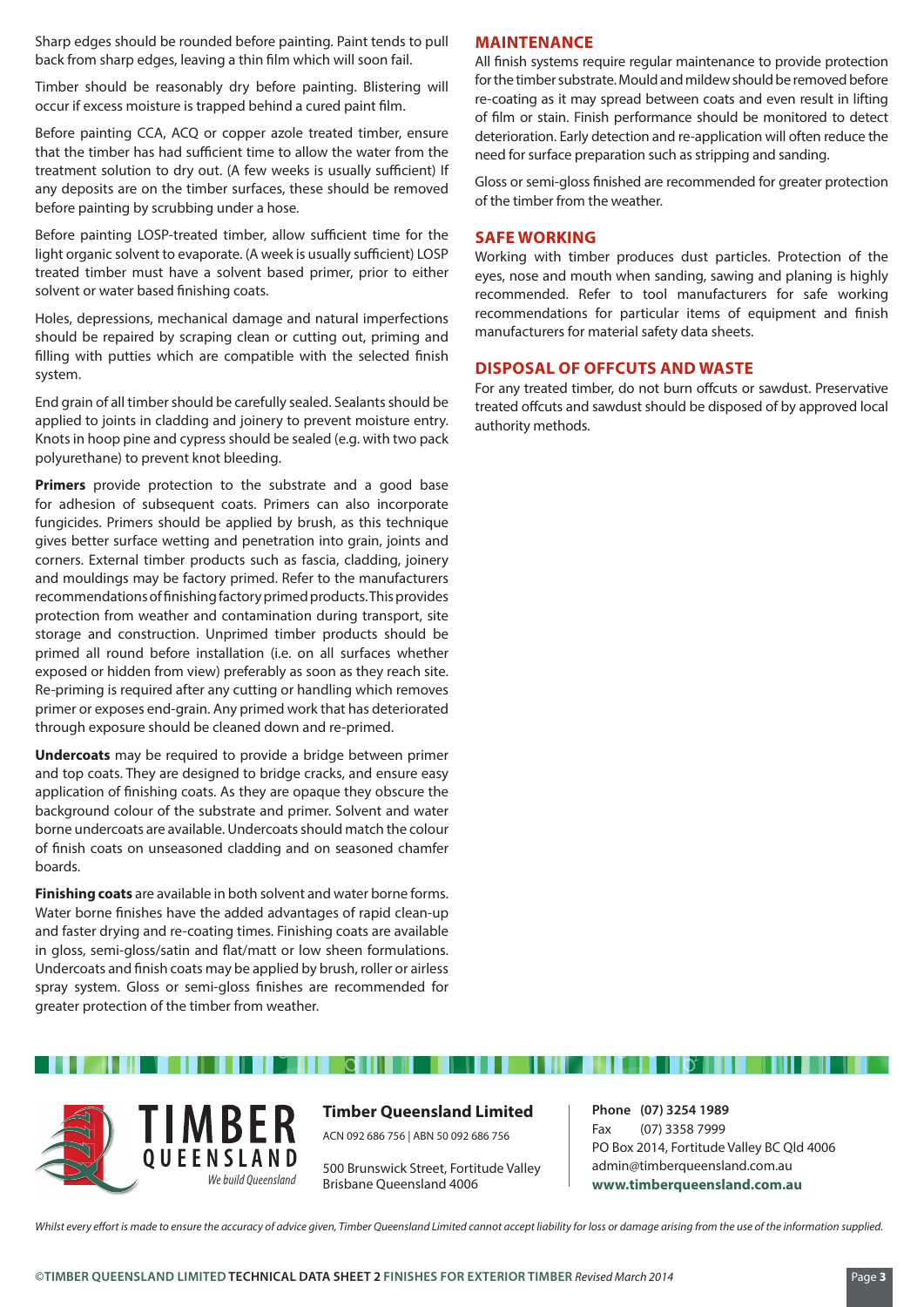Sharp edges should be rounded before painting. Paint tends to pull back from sharp edges, leaving a thin film which will soon fail.

Timber should be reasonably dry before painting. Blistering will occur if excess moisture is trapped behind a cured paint film.

Before painting CCA, ACQ or copper azole treated timber, ensure that the timber has had sufficient time to allow the water from the treatment solution to dry out. (A few weeks is usually sufficient) If any deposits are on the timber surfaces, these should be removed before painting by scrubbing under a hose.

Before painting LOSP-treated timber, allow sufficient time for the light organic solvent to evaporate. (A week is usually sufficient) LOSP treated timber must have a solvent based primer, prior to either solvent or water based finishing coats.

Holes, depressions, mechanical damage and natural imperfections should be repaired by scraping clean or cutting out, priming and filling with putties which are compatible with the selected finish system.

End grain of all timber should be carefully sealed. Sealants should be applied to joints in cladding and joinery to prevent moisture entry. Knots in hoop pine and cypress should be sealed (e.g. with two pack polyurethane) to prevent knot bleeding.

**Primers** provide protection to the substrate and a good base for adhesion of subsequent coats. Primers can also incorporate fungicides. Primers should be applied by brush, as this technique gives better surface wetting and penetration into grain, joints and corners. External timber products such as fascia, cladding, joinery and mouldings may be factory primed. Refer to the manufacturers recommendations of finishing factory primed products. This provides protection from weather and contamination during transport, site storage and construction. Unprimed timber products should be primed all round before installation (i.e. on all surfaces whether exposed or hidden from view) preferably as soon as they reach site. Re-priming is required after any cutting or handling which removes primer or exposes end-grain. Any primed work that has deteriorated through exposure should be cleaned down and re-primed.

**Undercoats** may be required to provide a bridge between primer and top coats. They are designed to bridge cracks, and ensure easy application of finishing coats. As they are opaque they obscure the background colour of the substrate and primer. Solvent and water borne undercoats are available. Undercoats should match the colour of finish coats on unseasoned cladding and on seasoned chamfer boards.

**Finishing coats** are available in both solvent and water borne forms. Water borne finishes have the added advantages of rapid clean-up and faster drying and re-coating times. Finishing coats are available in gloss, semi-gloss/satin and flat/matt or low sheen formulations. Undercoats and finish coats may be applied by brush, roller or airless spray system. Gloss or semi-gloss finishes are recommended for greater protection of the timber from weather.

## MAINTENANCE

All finish systems require regular maintenance to provide protection for the timber substrate. Mould and mildew should be removed before re-coating as it may spread between coats and even result in lifting of film or stain. Finish performance should be monitored to detect deterioration. Early detection and re-application will often reduce the need for surface preparation such as stripping and sanding.

Gloss or semi-gloss finished are recommended for greater protection of the timber from the weather.

## SAFE WORKING

Working with timber produces dust particles. Protection of the eyes, nose and mouth when sanding, sawing and planing is highly recommended. Refer to tool manufacturers for safe working recommendations for particular items of equipment and finish manufacturers for material safety data sheets.

## DISPOSAL OF OFFCUTS AND WASTE

For any treated timber, do not burn offcuts or sawdust. Preservative treated offcuts and sawdust should be disposed of by approved local authority methods.

TIMBER QUEENSLAND
*We build Queensland*

**Timber Queensland Limited**
ACN 092 686 756 | ABN 50 092 686 756

500 Brunswick Street, Fortitude Valley
Brisbane Queensland 4006

**Phone (07) 3254 1989**
Fax (07) 3358 7999
PO Box 2014, Fortitude Valley BC Qld 4006
admin@timberqueensland.com.au
**www.timberqueensland.com.au**

*Whilst every effort is made to ensure the accuracy of advice given, Timber Queensland Limited cannot accept liability for loss or damage arising from the use of the information supplied.*